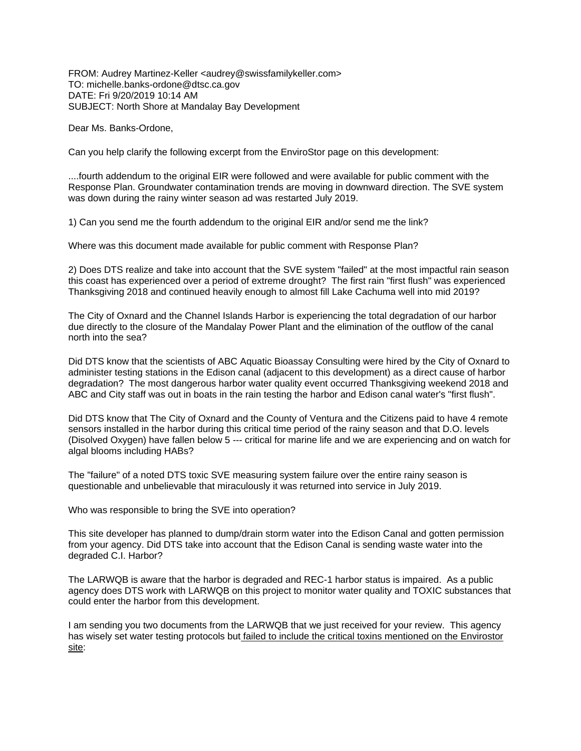FROM: Audrey Martinez-Keller <audrey@swissfamilykeller.com>
TO: michelle.banks-ordone@dtsc.ca.gov
DATE: Fri 9/20/2019 10:14 AM
SUBJECT: North Shore at Mandalay Bay Development

Dear Ms. Banks-Ordone,

Can you help clarify the following excerpt from the EnviroStor page on this development:

....fourth addendum to the original EIR were followed and were available for public comment with the Response Plan. Groundwater contamination trends are moving in downward direction. The SVE system was down during the rainy winter season ad was restarted July 2019.

1) Can you send me the fourth addendum to the original EIR and/or send me the link?

Where was this document made available for public comment with Response Plan?

2) Does DTS realize and take into account that the SVE system "failed" at the most impactful rain season this coast has experienced over a period of extreme drought? The first rain "first flush" was experienced Thanksgiving 2018 and continued heavily enough to almost fill Lake Cachuma well into mid 2019?

The City of Oxnard and the Channel Islands Harbor is experiencing the total degradation of our harbor due directly to the closure of the Mandalay Power Plant and the elimination of the outflow of the canal north into the sea?

Did DTS know that the scientists of ABC Aquatic Bioassay Consulting were hired by the City of Oxnard to administer testing stations in the Edison canal (adjacent to this development) as a direct cause of harbor degradation? The most dangerous harbor water quality event occurred Thanksgiving weekend 2018 and ABC and City staff was out in boats in the rain testing the harbor and Edison canal water's "first flush".

Did DTS know that The City of Oxnard and the County of Ventura and the Citizens paid to have 4 remote sensors installed in the harbor during this critical time period of the rainy season and that D.O. levels (Disolved Oxygen) have fallen below 5 --- critical for marine life and we are experiencing and on watch for algal blooms including HABs?

The "failure" of a noted DTS toxic SVE measuring system failure over the entire rainy season is questionable and unbelievable that miraculously it was returned into service in July 2019.

Who was responsible to bring the SVE into operation?

This site developer has planned to dump/drain storm water into the Edison Canal and gotten permission from your agency. Did DTS take into account that the Edison Canal is sending waste water into the degraded C.I. Harbor?

The LARWQB is aware that the harbor is degraded and REC-1 harbor status is impaired. As a public agency does DTS work with LARWQB on this project to monitor water quality and TOXIC substances that could enter the harbor from this development.

I am sending you two documents from the LARWQB that we just received for your review. This agency has wisely set water testing protocols but <u>failed to include the critical toxins mentioned on the Envirostor site</u>: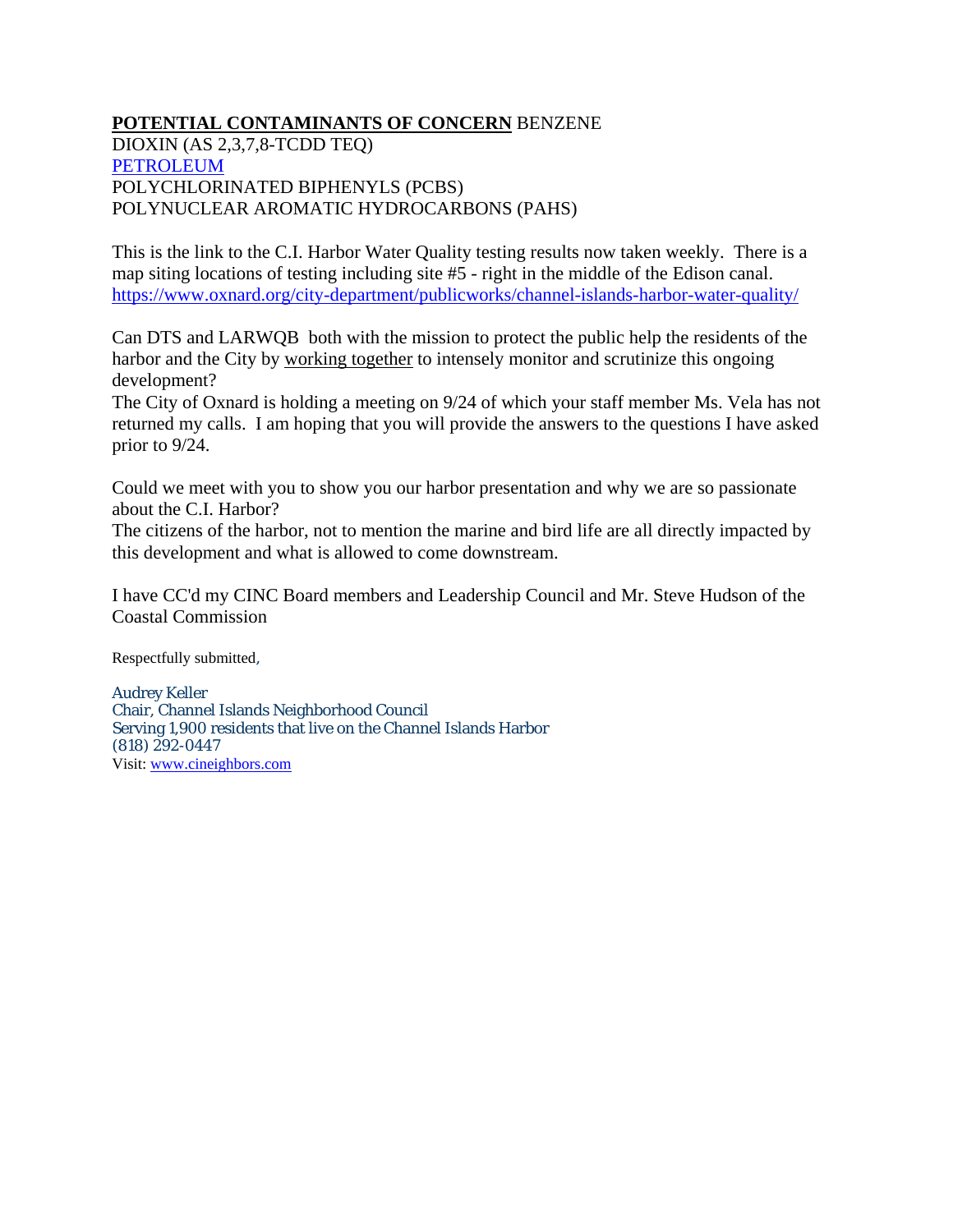**POTENTIAL CONTAMINANTS OF CONCERN** BENZENE
DIOXIN (AS 2,3,7,8-TCDD TEQ)
PETROLEUM
POLYCHLORINATED BIPHENYLS (PCBS)
POLYNUCLEAR AROMATIC HYDROCARBONS (PAHS)

This is the link to the C.I. Harbor Water Quality testing results now taken weekly. There is a map siting locations of testing including site #5 - right in the middle of the Edison canal.
https://www.oxnard.org/city-department/publicworks/channel-islands-harbor-water-quality/

Can DTS and LARWQB both with the mission to protect the public help the residents of the harbor and the City by working together to intensely monitor and scrutinize this ongoing development?
The City of Oxnard is holding a meeting on 9/24 of which your staff member Ms. Vela has not returned my calls. I am hoping that you will provide the answers to the questions I have asked prior to 9/24.

Could we meet with you to show you our harbor presentation and why we are so passionate about the C.I. Harbor?
The citizens of the harbor, not to mention the marine and bird life are all directly impacted by this development and what is allowed to come downstream.

I have CC'd my CINC Board members and Leadership Council and Mr. Steve Hudson of the Coastal Commission

Respectfully submitted,

Audrey Keller
Chair, Channel Islands Neighborhood Council
Serving 1,900 residents that live on the Channel Islands Harbor
(818) 292-0447
Visit: www.cineighbors.com